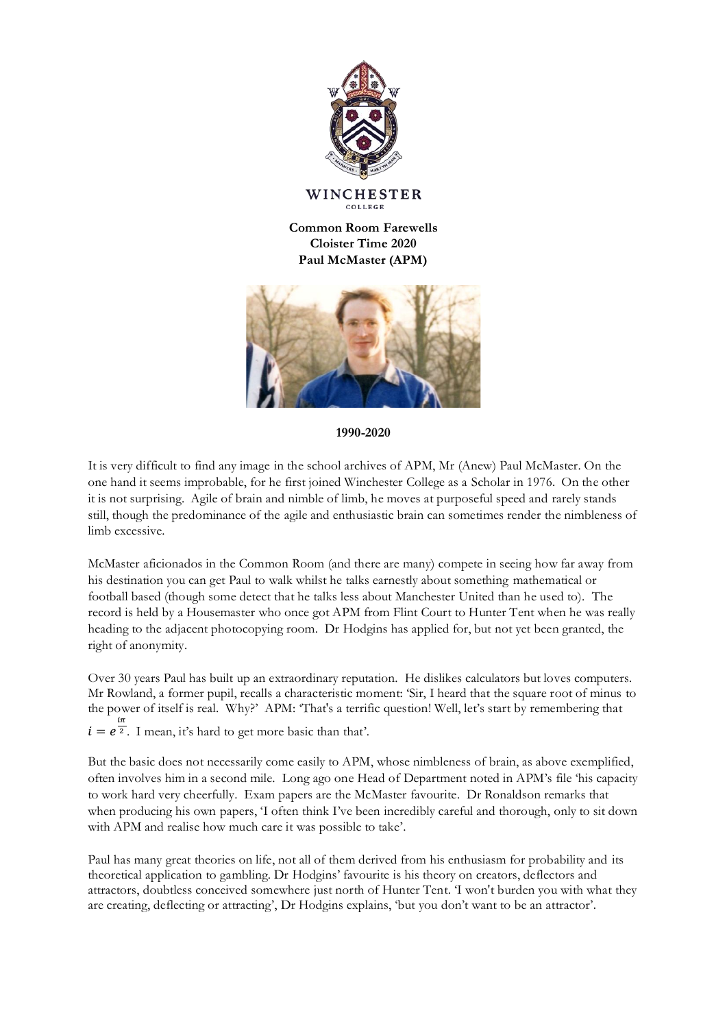**WINCHESTER COLLEGE**

# Common Room Farewells
## Cloister Time 2020
## Paul McMaster (APM)

**1990-2020**

It is very difficult to find any image in the school archives of APM, Mr (Anew) Paul McMaster. On the one hand it seems improbable, for he first joined Winchester College as a Scholar in 1976. On the other it is not surprising. Agile of brain and nimble of limb, he moves at purposeful speed and rarely stands still, though the predominance of the agile and enthusiastic brain can sometimes render the nimbleness of limb excessive.

McMaster aficionados in the Common Room (and there are many) compete in seeing how far away from his destination you can get Paul to walk whilst he talks earnestly about something mathematical or football based (though some detect that he talks less about Manchester United than he used to). The record is held by a Housemaster who once got APM from Flint Court to Hunter Tent when he was really heading to the adjacent photocopying room. Dr Hodgins has applied for, but not yet been granted, the right of anonymity.

Over 30 years Paul has built up an extraordinary reputation. He dislikes calculators but loves computers. Mr Rowland, a former pupil, recalls a characteristic moment: 'Sir, I heard that the square root of minus to the power of itself is real. Why?' APM: 'That's a terrific question! Well, let's start by remembering that $i = e^{\frac{i\pi}{2}}$. I mean, it's hard to get more basic than that'.

But the basic does not necessarily come easily to APM, whose nimbleness of brain, as above exemplified, often involves him in a second mile. Long ago one Head of Department noted in APM's file 'his capacity to work hard very cheerfully. Exam papers are the McMaster favourite. Dr Ronaldson remarks that when producing his own papers, 'I often think I've been incredibly careful and thorough, only to sit down with APM and realise how much care it was possible to take'.

Paul has many great theories on life, not all of them derived from his enthusiasm for probability and its theoretical application to gambling. Dr Hodgins' favourite is his theory on creators, deflectors and attractors, doubtless conceived somewhere just north of Hunter Tent. 'I won't burden you with what they are creating, deflecting or attracting', Dr Hodgins explains, 'but you don't want to be an attractor'.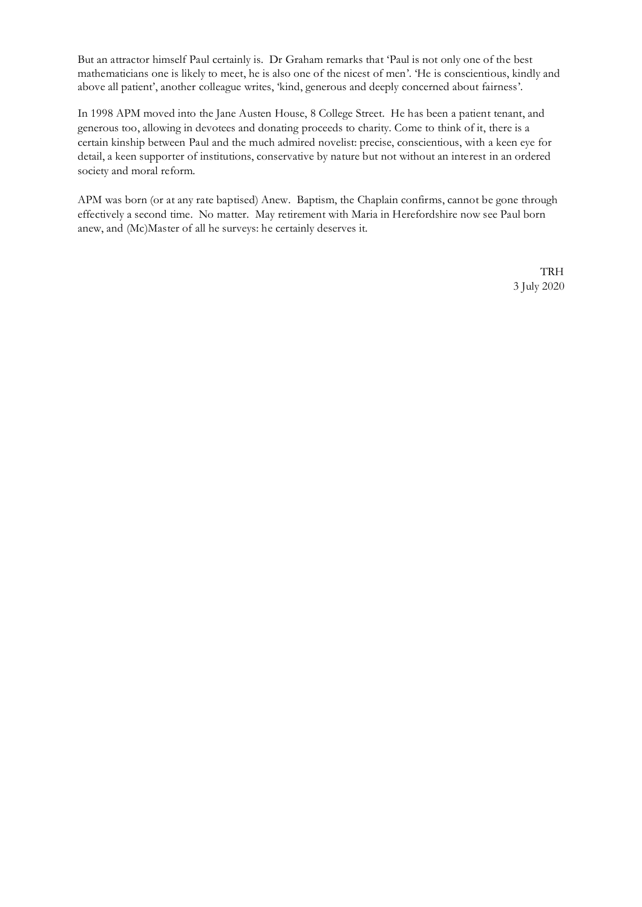But an attractor himself Paul certainly is. Dr Graham remarks that 'Paul is not only one of the best mathematicians one is likely to meet, he is also one of the nicest of men'. 'He is conscientious, kindly and above all patient', another colleague writes, 'kind, generous and deeply concerned about fairness'.

In 1998 APM moved into the Jane Austen House, 8 College Street. He has been a patient tenant, and generous too, allowing in devotees and donating proceeds to charity. Come to think of it, there is a certain kinship between Paul and the much admired novelist: precise, conscientious, with a keen eye for detail, a keen supporter of institutions, conservative by nature but not without an interest in an ordered society and moral reform.

APM was born (or at any rate baptised) Anew. Baptism, the Chaplain confirms, cannot be gone through effectively a second time. No matter. May retirement with Maria in Herefordshire now see Paul born anew, and (Mc)Master of all he surveys: he certainly deserves it.

TRH
3 July 2020